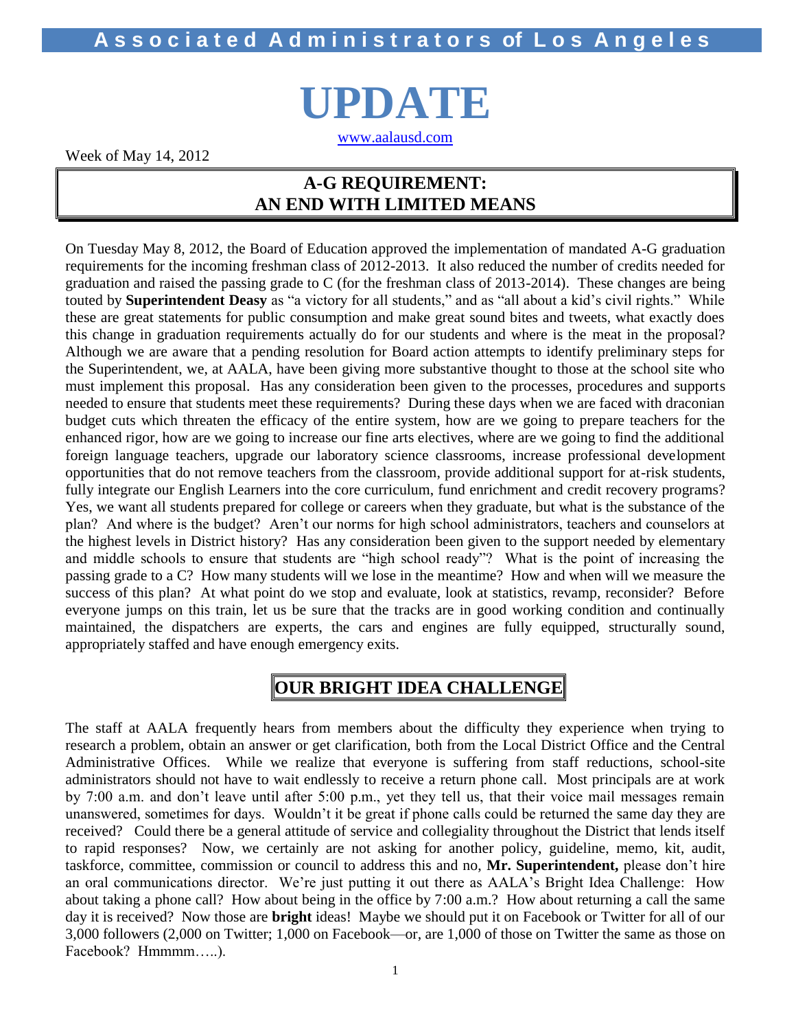# Associated Administrators of Los Angeles

# UPDATE

www.aalausd.com

Week of May 14, 2012

## A-G REQUIREMENT: AN END WITH LIMITED MEANS

On Tuesday May 8, 2012, the Board of Education approved the implementation of mandated A-G graduation requirements for the incoming freshman class of 2012-2013. It also reduced the number of credits needed for graduation and raised the passing grade to C (for the freshman class of 2013-2014). These changes are being touted by **Superintendent Deasy** as "a victory for all students," and as "all about a kid's civil rights." While these are great statements for public consumption and make great sound bites and tweets, what exactly does this change in graduation requirements actually do for our students and where is the meat in the proposal? Although we are aware that a pending resolution for Board action attempts to identify preliminary steps for the Superintendent, we, at AALA, have been giving more substantive thought to those at the school site who must implement this proposal. Has any consideration been given to the processes, procedures and supports needed to ensure that students meet these requirements? During these days when we are faced with draconian budget cuts which threaten the efficacy of the entire system, how are we going to prepare teachers for the enhanced rigor, how are we going to increase our fine arts electives, where are we going to find the additional foreign language teachers, upgrade our laboratory science classrooms, increase professional development opportunities that do not remove teachers from the classroom, provide additional support for at-risk students, fully integrate our English Learners into the core curriculum, fund enrichment and credit recovery programs? Yes, we want all students prepared for college or careers when they graduate, but what is the substance of the plan? And where is the budget? Aren't our norms for high school administrators, teachers and counselors at the highest levels in District history? Has any consideration been given to the support needed by elementary and middle schools to ensure that students are "high school ready"? What is the point of increasing the passing grade to a C? How many students will we lose in the meantime? How and when will we measure the success of this plan? At what point do we stop and evaluate, look at statistics, revamp, reconsider? Before everyone jumps on this train, let us be sure that the tracks are in good working condition and continually maintained, the dispatchers are experts, the cars and engines are fully equipped, structurally sound, appropriately staffed and have enough emergency exits.

## OUR BRIGHT IDEA CHALLENGE

The staff at AALA frequently hears from members about the difficulty they experience when trying to research a problem, obtain an answer or get clarification, both from the Local District Office and the Central Administrative Offices. While we realize that everyone is suffering from staff reductions, school-site administrators should not have to wait endlessly to receive a return phone call. Most principals are at work by 7:00 a.m. and don't leave until after 5:00 p.m., yet they tell us, that their voice mail messages remain unanswered, sometimes for days. Wouldn't it be great if phone calls could be returned the same day they are received? Could there be a general attitude of service and collegiality throughout the District that lends itself to rapid responses? Now, we certainly are not asking for another policy, guideline, memo, kit, audit, taskforce, committee, commission or council to address this and no, **Mr. Superintendent,** please don't hire an oral communications director. We're just putting it out there as AALA's Bright Idea Challenge: How about taking a phone call? How about being in the office by 7:00 a.m.? How about returning a call the same day it is received? Now those are **bright** ideas! Maybe we should put it on Facebook or Twitter for all of our 3,000 followers (2,000 on Twitter; 1,000 on Facebook—or, are 1,000 of those on Twitter the same as those on Facebook? Hmmmm…..).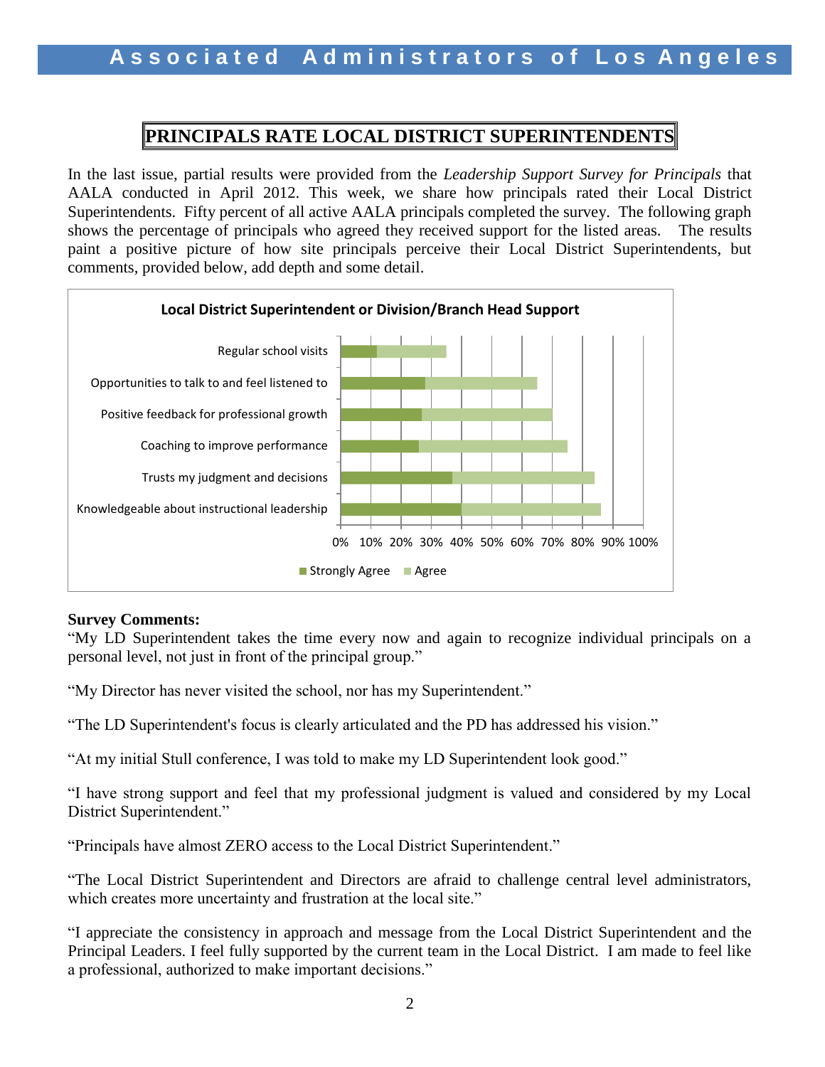## PRINCIPALS RATE LOCAL DISTRICT SUPERINTENDENTS

In the last issue, partial results were provided from the *Leadership Support Survey for Principals* that AALA conducted in April 2012. This week, we share how principals rated their Local District Superintendents. Fifty percent of all active AALA principals completed the survey. The following graph shows the percentage of principals who agreed they received support for the listed areas. The results paint a positive picture of how site principals perceive their Local District Superintendents, but comments, provided below, add depth and some detail.

**Local District Superintendent or Division/Branch Head Support**

Regular school visits

Opportunities to talk to and feel listened to

Positive feedback for professional growth

Coaching to improve performance

Trusts my judgment and decisions

Knowledgeable about instructional leadership

0% 10% 20% 30% 40% 50% 60% 70% 80% 90% 100%

Strongly Agree   Agree

**Survey Comments:**

"My LD Superintendent takes the time every now and again to recognize individual principals on a personal level, not just in front of the principal group."

"My Director has never visited the school, nor has my Superintendent."

"The LD Superintendent's focus is clearly articulated and the PD has addressed his vision."

"At my initial Stull conference, I was told to make my LD Superintendent look good."

"I have strong support and feel that my professional judgment is valued and considered by my Local District Superintendent."

"Principals have almost ZERO access to the Local District Superintendent."

"The Local District Superintendent and Directors are afraid to challenge central level administrators, which creates more uncertainty and frustration at the local site."

"I appreciate the consistency in approach and message from the Local District Superintendent and the Principal Leaders. I feel fully supported by the current team in the Local District. I am made to feel like a professional, authorized to make important decisions."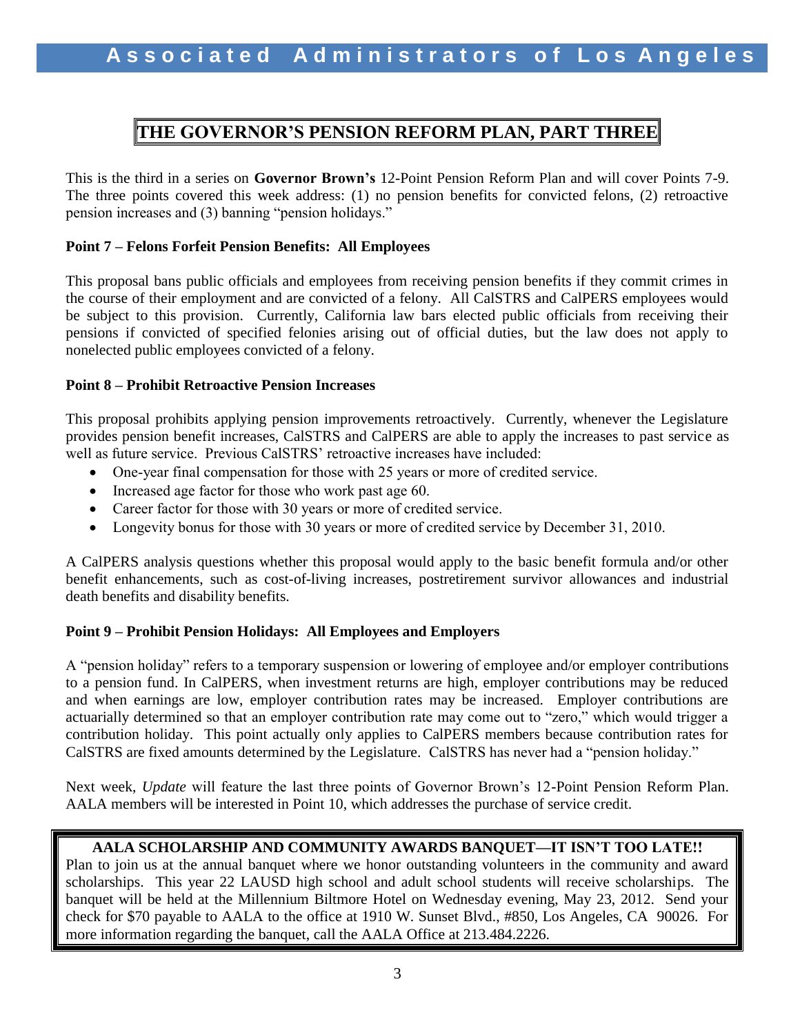# THE GOVERNOR'S PENSION REFORM PLAN, PART THREE

This is the third in a series on **Governor Brown's** 12-Point Pension Reform Plan and will cover Points 7-9. The three points covered this week address: (1) no pension benefits for convicted felons, (2) retroactive pension increases and (3) banning "pension holidays."

**Point 7 – Felons Forfeit Pension Benefits: All Employees**

This proposal bans public officials and employees from receiving pension benefits if they commit crimes in the course of their employment and are convicted of a felony. All CalSTRS and CalPERS employees would be subject to this provision. Currently, California law bars elected public officials from receiving their pensions if convicted of specified felonies arising out of official duties, but the law does not apply to nonelected public employees convicted of a felony.

**Point 8 – Prohibit Retroactive Pension Increases**

This proposal prohibits applying pension improvements retroactively. Currently, whenever the Legislature provides pension benefit increases, CalSTRS and CalPERS are able to apply the increases to past service as well as future service. Previous CalSTRS' retroactive increases have included:

- One-year final compensation for those with 25 years or more of credited service.
- Increased age factor for those who work past age 60.
- Career factor for those with 30 years or more of credited service.
- Longevity bonus for those with 30 years or more of credited service by December 31, 2010.

A CalPERS analysis questions whether this proposal would apply to the basic benefit formula and/or other benefit enhancements, such as cost-of-living increases, postretirement survivor allowances and industrial death benefits and disability benefits.

**Point 9 – Prohibit Pension Holidays: All Employees and Employers**

A "pension holiday" refers to a temporary suspension or lowering of employee and/or employer contributions to a pension fund. In CalPERS, when investment returns are high, employer contributions may be reduced and when earnings are low, employer contribution rates may be increased. Employer contributions are actuarially determined so that an employer contribution rate may come out to "zero," which would trigger a contribution holiday. This point actually only applies to CalPERS members because contribution rates for CalSTRS are fixed amounts determined by the Legislature. CalSTRS has never had a "pension holiday."

Next week, *Update* will feature the last three points of Governor Brown's 12-Point Pension Reform Plan. AALA members will be interested in Point 10, which addresses the purchase of service credit.

**AALA SCHOLARSHIP AND COMMUNITY AWARDS BANQUET—IT ISN'T TOO LATE!!**

Plan to join us at the annual banquet where we honor outstanding volunteers in the community and award scholarships. This year 22 LAUSD high school and adult school students will receive scholarships. The banquet will be held at the Millennium Biltmore Hotel on Wednesday evening, May 23, 2012. Send your check for $70 payable to AALA to the office at 1910 W. Sunset Blvd., #850, Los Angeles, CA 90026. For more information regarding the banquet, call the AALA Office at 213.484.2226.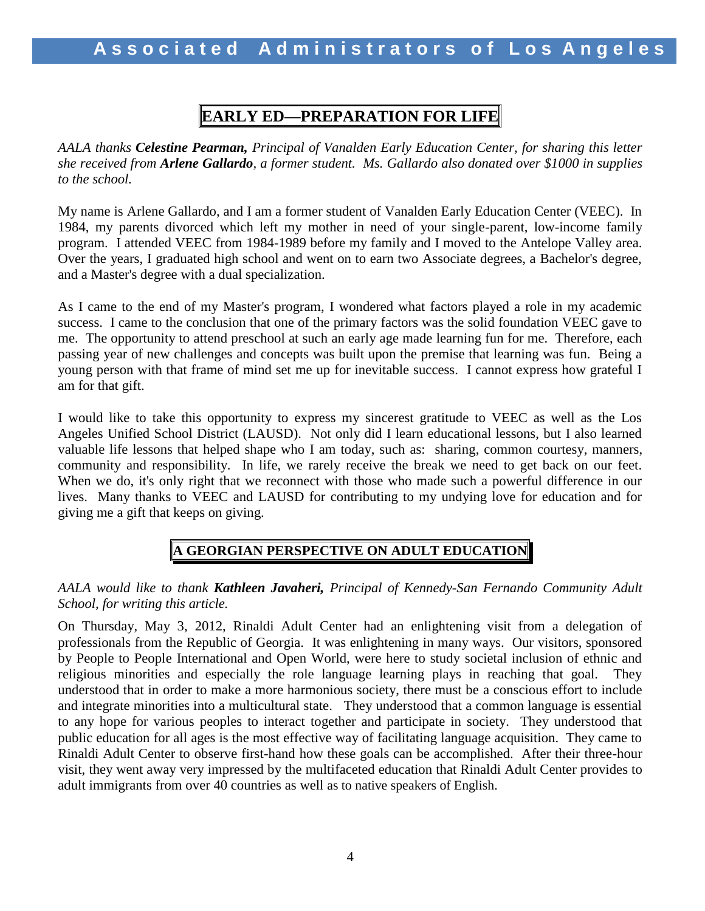## EARLY ED—PREPARATION FOR LIFE

*AALA thanks **Celestine Pearman,** Principal of Vanalden Early Education Center, for sharing this letter she received from **Arlene Gallardo**, a former student. Ms. Gallardo also donated over $1000 in supplies to the school.*

My name is Arlene Gallardo, and I am a former student of Vanalden Early Education Center (VEEC). In 1984, my parents divorced which left my mother in need of your single-parent, low-income family program. I attended VEEC from 1984-1989 before my family and I moved to the Antelope Valley area. Over the years, I graduated high school and went on to earn two Associate degrees, a Bachelor's degree, and a Master's degree with a dual specialization.

As I came to the end of my Master's program, I wondered what factors played a role in my academic success. I came to the conclusion that one of the primary factors was the solid foundation VEEC gave to me. The opportunity to attend preschool at such an early age made learning fun for me. Therefore, each passing year of new challenges and concepts was built upon the premise that learning was fun. Being a young person with that frame of mind set me up for inevitable success. I cannot express how grateful I am for that gift.

I would like to take this opportunity to express my sincerest gratitude to VEEC as well as the Los Angeles Unified School District (LAUSD). Not only did I learn educational lessons, but I also learned valuable life lessons that helped shape who I am today, such as: sharing, common courtesy, manners, community and responsibility. In life, we rarely receive the break we need to get back on our feet. When we do, it's only right that we reconnect with those who made such a powerful difference in our lives. Many thanks to VEEC and LAUSD for contributing to my undying love for education and for giving me a gift that keeps on giving.

## A GEORGIAN PERSPECTIVE ON ADULT EDUCATION

*AALA would like to thank **Kathleen Javaheri,** Principal of Kennedy-San Fernando Community Adult School, for writing this article.*

On Thursday, May 3, 2012, Rinaldi Adult Center had an enlightening visit from a delegation of professionals from the Republic of Georgia. It was enlightening in many ways. Our visitors, sponsored by People to People International and Open World, were here to study societal inclusion of ethnic and religious minorities and especially the role language learning plays in reaching that goal. They understood that in order to make a more harmonious society, there must be a conscious effort to include and integrate minorities into a multicultural state. They understood that a common language is essential to any hope for various peoples to interact together and participate in society. They understood that public education for all ages is the most effective way of facilitating language acquisition. They came to Rinaldi Adult Center to observe first-hand how these goals can be accomplished. After their three-hour visit, they went away very impressed by the multifaceted education that Rinaldi Adult Center provides to adult immigrants from over 40 countries as well as to native speakers of English.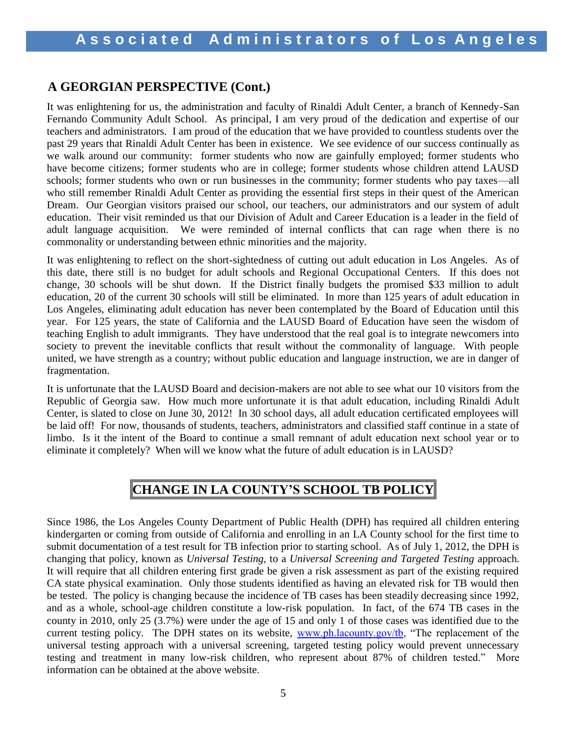## A GEORGIAN PERSPECTIVE (Cont.)

It was enlightening for us, the administration and faculty of Rinaldi Adult Center, a branch of Kennedy-San Fernando Community Adult School. As principal, I am very proud of the dedication and expertise of our teachers and administrators. I am proud of the education that we have provided to countless students over the past 29 years that Rinaldi Adult Center has been in existence. We see evidence of our success continually as we walk around our community: former students who now are gainfully employed; former students who have become citizens; former students who are in college; former students whose children attend LAUSD schools; former students who own or run businesses in the community; former students who pay taxes—all who still remember Rinaldi Adult Center as providing the essential first steps in their quest of the American Dream. Our Georgian visitors praised our school, our teachers, our administrators and our system of adult education. Their visit reminded us that our Division of Adult and Career Education is a leader in the field of adult language acquisition. We were reminded of internal conflicts that can rage when there is no commonality or understanding between ethnic minorities and the majority.

It was enlightening to reflect on the short-sightedness of cutting out adult education in Los Angeles. As of this date, there still is no budget for adult schools and Regional Occupational Centers. If this does not change, 30 schools will be shut down. If the District finally budgets the promised $33 million to adult education, 20 of the current 30 schools will still be eliminated. In more than 125 years of adult education in Los Angeles, eliminating adult education has never been contemplated by the Board of Education until this year. For 125 years, the state of California and the LAUSD Board of Education have seen the wisdom of teaching English to adult immigrants. They have understood that the real goal is to integrate newcomers into society to prevent the inevitable conflicts that result without the commonality of language. With people united, we have strength as a country; without public education and language instruction, we are in danger of fragmentation.

It is unfortunate that the LAUSD Board and decision-makers are not able to see what our 10 visitors from the Republic of Georgia saw. How much more unfortunate it is that adult education, including Rinaldi Adult Center, is slated to close on June 30, 2012! In 30 school days, all adult education certificated employees will be laid off! For now, thousands of students, teachers, administrators and classified staff continue in a state of limbo. Is it the intent of the Board to continue a small remnant of adult education next school year or to eliminate it completely? When will we know what the future of adult education is in LAUSD?

## CHANGE IN LA COUNTY'S SCHOOL TB POLICY

Since 1986, the Los Angeles County Department of Public Health (DPH) has required all children entering kindergarten or coming from outside of California and enrolling in an LA County school for the first time to submit documentation of a test result for TB infection prior to starting school. As of July 1, 2012, the DPH is changing that policy, known as *Universal Testing,* to a *Universal Screening and Targeted Testing* approach. It will require that all children entering first grade be given a risk assessment as part of the existing required CA state physical examination. Only those students identified as having an elevated risk for TB would then be tested. The policy is changing because the incidence of TB cases has been steadily decreasing since 1992, and as a whole, school-age children constitute a low-risk population. In fact, of the 674 TB cases in the county in 2010, only 25 (3.7%) were under the age of 15 and only 1 of those cases was identified due to the current testing policy. The DPH states on its website, www.ph.lacounty.gov/tb, "The replacement of the universal testing approach with a universal screening, targeted testing policy would prevent unnecessary testing and treatment in many low-risk children, who represent about 87% of children tested." More information can be obtained at the above website.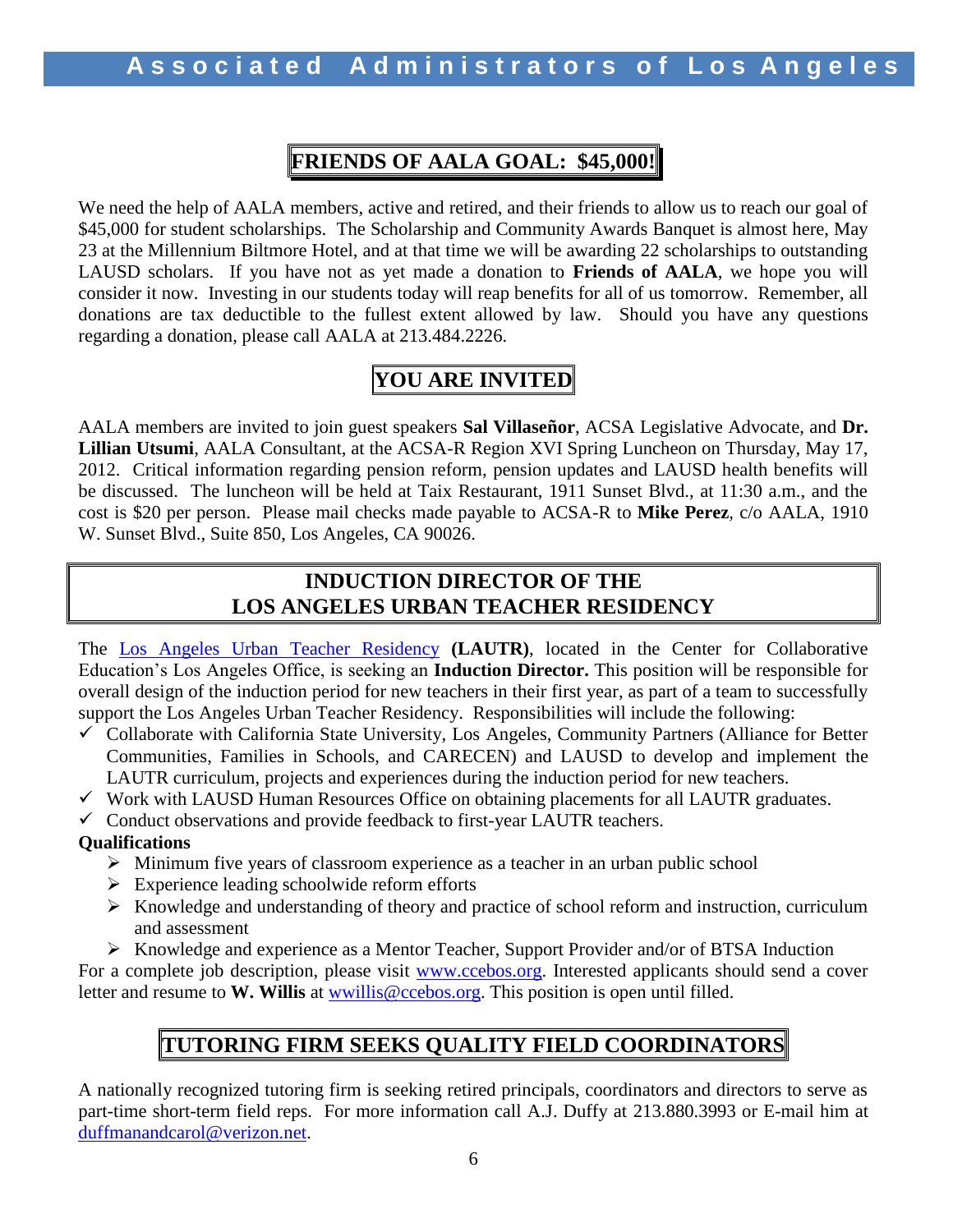## FRIENDS OF AALA GOAL: $45,000!

We need the help of AALA members, active and retired, and their friends to allow us to reach our goal of $45,000 for student scholarships. The Scholarship and Community Awards Banquet is almost here, May 23 at the Millennium Biltmore Hotel, and at that time we will be awarding 22 scholarships to outstanding LAUSD scholars. If you have not as yet made a donation to **Friends of AALA**, we hope you will consider it now. Investing in our students today will reap benefits for all of us tomorrow. Remember, all donations are tax deductible to the fullest extent allowed by law. Should you have any questions regarding a donation, please call AALA at 213.484.2226.

## YOU ARE INVITED

AALA members are invited to join guest speakers **Sal Villaseñor**, ACSA Legislative Advocate, and **Dr. Lillian Utsumi**, AALA Consultant, at the ACSA-R Region XVI Spring Luncheon on Thursday, May 17, 2012. Critical information regarding pension reform, pension updates and LAUSD health benefits will be discussed. The luncheon will be held at Taix Restaurant, 1911 Sunset Blvd., at 11:30 a.m., and the cost is $20 per person. Please mail checks made payable to ACSA-R to **Mike Perez**, c/o AALA, 1910 W. Sunset Blvd., Suite 850, Los Angeles, CA 90026.

## INDUCTION DIRECTOR OF THE LOS ANGELES URBAN TEACHER RESIDENCY

The Los Angeles Urban Teacher Residency **(LAUTR)**, located in the Center for Collaborative Education's Los Angeles Office, is seeking an **Induction Director.** This position will be responsible for overall design of the induction period for new teachers in their first year, as part of a team to successfully support the Los Angeles Urban Teacher Residency. Responsibilities will include the following:

- ✓ Collaborate with California State University, Los Angeles, Community Partners (Alliance for Better Communities, Families in Schools, and CARECEN) and LAUSD to develop and implement the LAUTR curriculum, projects and experiences during the induction period for new teachers.
- ✓ Work with LAUSD Human Resources Office on obtaining placements for all LAUTR graduates.
- ✓ Conduct observations and provide feedback to first-year LAUTR teachers.

**Qualifications**

- ➢ Minimum five years of classroom experience as a teacher in an urban public school
- ➢ Experience leading schoolwide reform efforts
- ➢ Knowledge and understanding of theory and practice of school reform and instruction, curriculum and assessment
- ➢ Knowledge and experience as a Mentor Teacher, Support Provider and/or of BTSA Induction

For a complete job description, please visit www.ccebos.org. Interested applicants should send a cover letter and resume to **W. Willis** at wwillis@ccebos.org. This position is open until filled.

## TUTORING FIRM SEEKS QUALITY FIELD COORDINATORS

A nationally recognized tutoring firm is seeking retired principals, coordinators and directors to serve as part-time short-term field reps. For more information call A.J. Duffy at 213.880.3993 or E-mail him at duffmanandcarol@verizon.net.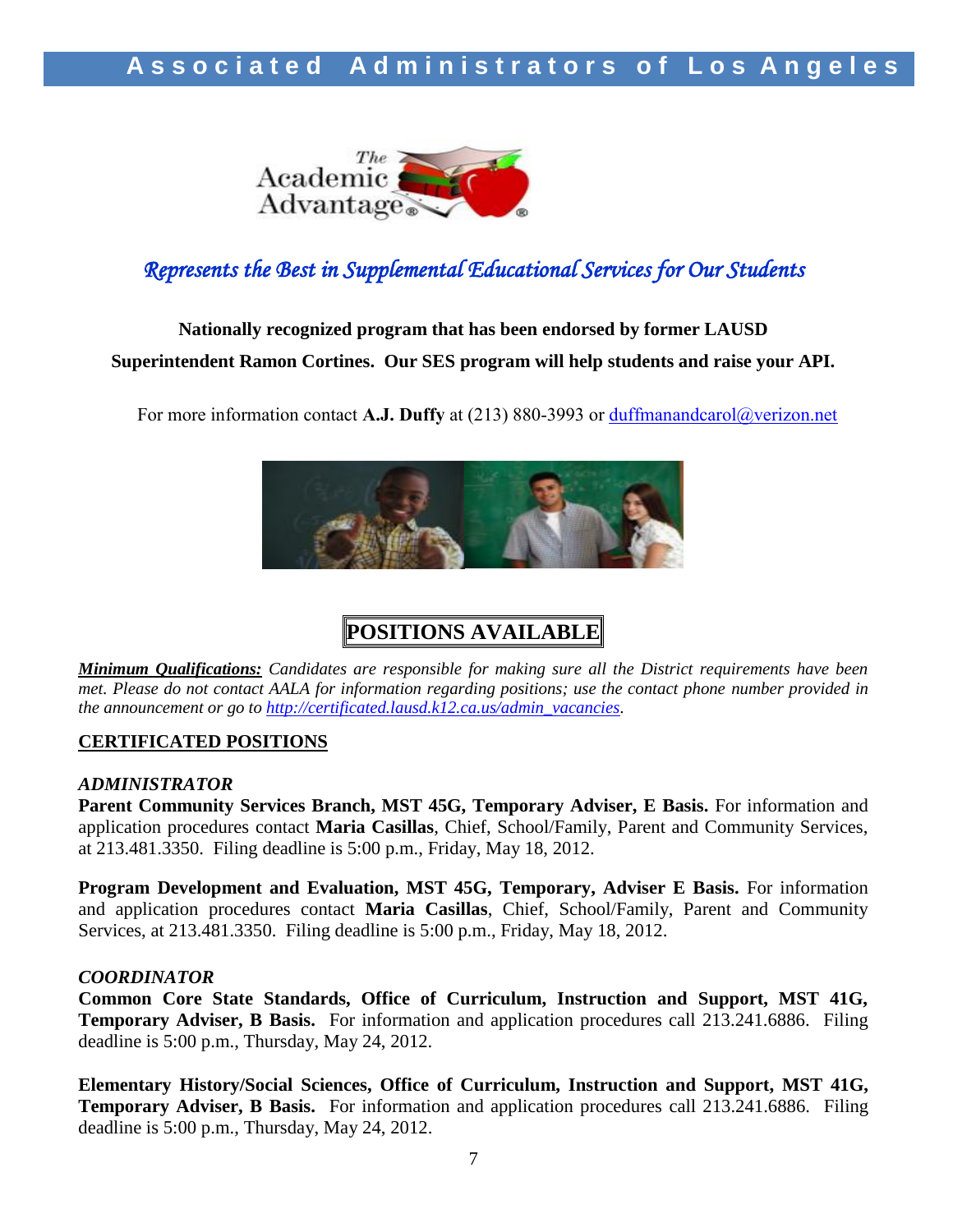*Represents the Best in Supplemental Educational Services for Our Students*

**Nationally recognized program that has been endorsed by former LAUSD Superintendent Ramon Cortines. Our SES program will help students and raise your API.**

For more information contact **A.J. Duffy** at (213) 880-3993 or duffmanandcarol@verizon.net

# POSITIONS AVAILABLE

***Minimum Qualifications:*** *Candidates are responsible for making sure all the District requirements have been met. Please do not contact AALA for information regarding positions; use the contact phone number provided in the announcement or go to http://certificated.lausd.k12.ca.us/admin_vacancies.*

## CERTIFICATED POSITIONS

### *ADMINISTRATOR*

**Parent Community Services Branch, MST 45G, Temporary Adviser, E Basis.** For information and application procedures contact **Maria Casillas**, Chief, School/Family, Parent and Community Services, at 213.481.3350. Filing deadline is 5:00 p.m., Friday, May 18, 2012.

**Program Development and Evaluation, MST 45G, Temporary, Adviser E Basis.** For information and application procedures contact **Maria Casillas**, Chief, School/Family, Parent and Community Services, at 213.481.3350. Filing deadline is 5:00 p.m., Friday, May 18, 2012.

### *COORDINATOR*

**Common Core State Standards, Office of Curriculum, Instruction and Support, MST 41G, Temporary Adviser, B Basis.** For information and application procedures call 213.241.6886. Filing deadline is 5:00 p.m., Thursday, May 24, 2012.

**Elementary History/Social Sciences, Office of Curriculum, Instruction and Support, MST 41G, Temporary Adviser, B Basis.** For information and application procedures call 213.241.6886. Filing deadline is 5:00 p.m., Thursday, May 24, 2012.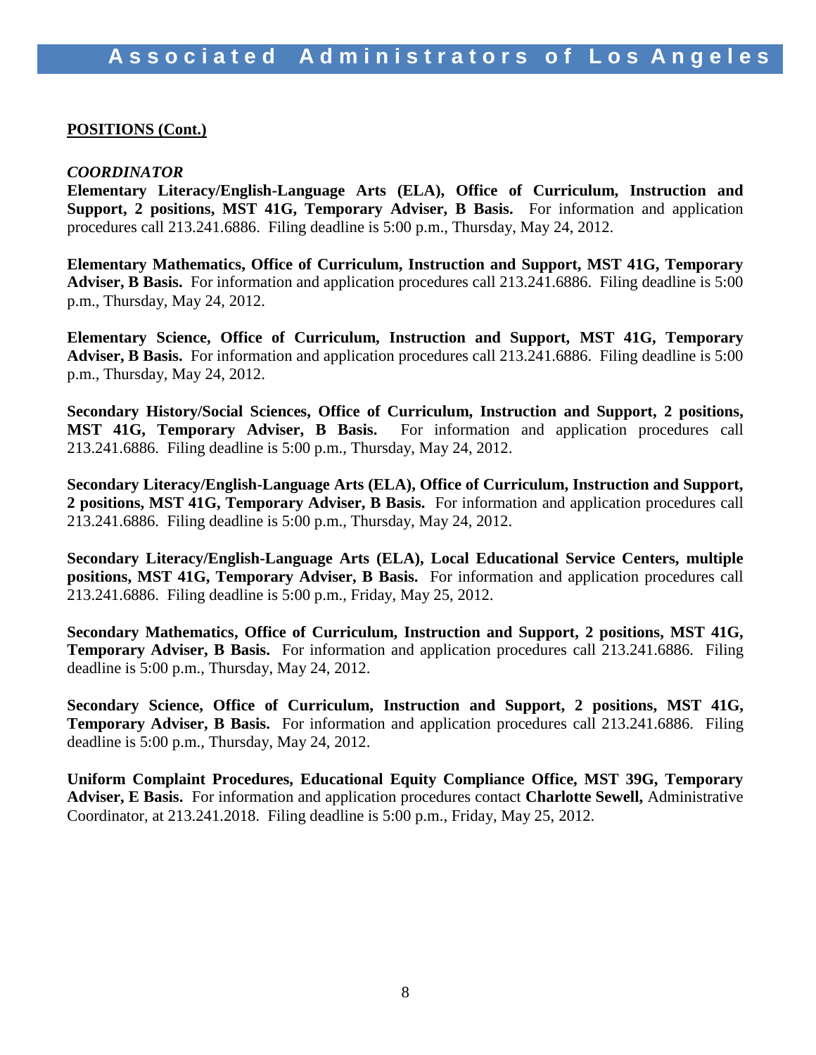**POSITIONS (Cont.)**

***COORDINATOR***

**Elementary Literacy/English-Language Arts (ELA), Office of Curriculum, Instruction and Support, 2 positions, MST 41G, Temporary Adviser, B Basis.** For information and application procedures call 213.241.6886. Filing deadline is 5:00 p.m., Thursday, May 24, 2012.

**Elementary Mathematics, Office of Curriculum, Instruction and Support, MST 41G, Temporary Adviser, B Basis.** For information and application procedures call 213.241.6886. Filing deadline is 5:00 p.m., Thursday, May 24, 2012.

**Elementary Science, Office of Curriculum, Instruction and Support, MST 41G, Temporary Adviser, B Basis.** For information and application procedures call 213.241.6886. Filing deadline is 5:00 p.m., Thursday, May 24, 2012.

**Secondary History/Social Sciences, Office of Curriculum, Instruction and Support, 2 positions, MST 41G, Temporary Adviser, B Basis.** For information and application procedures call 213.241.6886. Filing deadline is 5:00 p.m., Thursday, May 24, 2012.

**Secondary Literacy/English-Language Arts (ELA), Office of Curriculum, Instruction and Support, 2 positions, MST 41G, Temporary Adviser, B Basis.** For information and application procedures call 213.241.6886. Filing deadline is 5:00 p.m., Thursday, May 24, 2012.

**Secondary Literacy/English-Language Arts (ELA), Local Educational Service Centers, multiple positions, MST 41G, Temporary Adviser, B Basis.** For information and application procedures call 213.241.6886. Filing deadline is 5:00 p.m., Friday, May 25, 2012.

**Secondary Mathematics, Office of Curriculum, Instruction and Support, 2 positions, MST 41G, Temporary Adviser, B Basis.** For information and application procedures call 213.241.6886. Filing deadline is 5:00 p.m., Thursday, May 24, 2012.

**Secondary Science, Office of Curriculum, Instruction and Support, 2 positions, MST 41G, Temporary Adviser, B Basis.** For information and application procedures call 213.241.6886. Filing deadline is 5:00 p.m., Thursday, May 24, 2012.

**Uniform Complaint Procedures, Educational Equity Compliance Office, MST 39G, Temporary Adviser, E Basis.** For information and application procedures contact **Charlotte Sewell,** Administrative Coordinator, at 213.241.2018. Filing deadline is 5:00 p.m., Friday, May 25, 2012.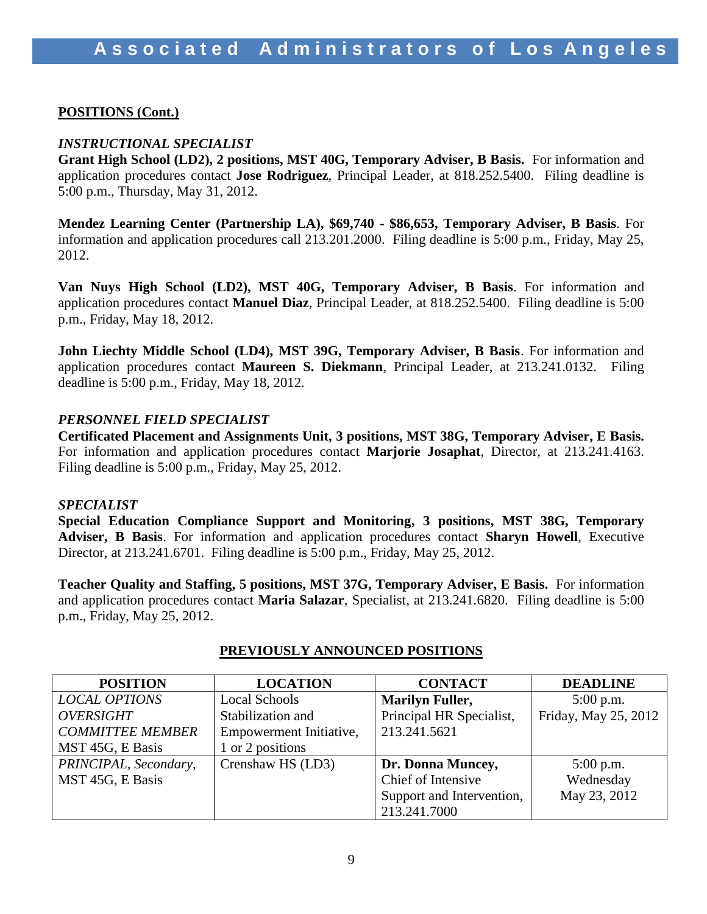**POSITIONS (Cont.)**

*INSTRUCTIONAL SPECIALIST*

**Grant High School (LD2), 2 positions, MST 40G, Temporary Adviser, B Basis.** For information and application procedures contact **Jose Rodriguez**, Principal Leader, at 818.252.5400. Filing deadline is 5:00 p.m., Thursday, May 31, 2012.

**Mendez Learning Center (Partnership LA), $69,740 - $86,653, Temporary Adviser, B Basis**. For information and application procedures call 213.201.2000. Filing deadline is 5:00 p.m., Friday, May 25, 2012.

**Van Nuys High School (LD2), MST 40G, Temporary Adviser, B Basis**. For information and application procedures contact **Manuel Diaz**, Principal Leader, at 818.252.5400. Filing deadline is 5:00 p.m., Friday, May 18, 2012.

**John Liechty Middle School (LD4), MST 39G, Temporary Adviser, B Basis**. For information and application procedures contact **Maureen S. Diekmann**, Principal Leader, at 213.241.0132. Filing deadline is 5:00 p.m., Friday, May 18, 2012.

*PERSONNEL FIELD SPECIALIST*

**Certificated Placement and Assignments Unit, 3 positions, MST 38G, Temporary Adviser, E Basis.** For information and application procedures contact **Marjorie Josaphat**, Director, at 213.241.4163. Filing deadline is 5:00 p.m., Friday, May 25, 2012.

*SPECIALIST*

**Special Education Compliance Support and Monitoring, 3 positions, MST 38G, Temporary Adviser, B Basis**. For information and application procedures contact **Sharyn Howell**, Executive Director, at 213.241.6701. Filing deadline is 5:00 p.m., Friday, May 25, 2012.

**Teacher Quality and Staffing, 5 positions, MST 37G, Temporary Adviser, E Basis.** For information and application procedures contact **Maria Salazar**, Specialist, at 213.241.6820. Filing deadline is 5:00 p.m., Friday, May 25, 2012.

**PREVIOUSLY ANNOUNCED POSITIONS**

| POSITION | LOCATION | CONTACT | DEADLINE |
|---|---|---|---|
| *LOCAL OPTIONS OVERSIGHT COMMITTEE MEMBER* MST 45G, E Basis | Local Schools Stabilization and Empowerment Initiative, 1 or 2 positions | **Marilyn Fuller,** Principal HR Specialist, 213.241.5621 | 5:00 p.m. Friday, May 25, 2012 |
| *PRINCIPAL, Secondary,* MST 45G, E Basis | Crenshaw HS (LD3) | **Dr. Donna Muncey,** Chief of Intensive Support and Intervention, 213.241.7000 | 5:00 p.m. Wednesday May 23, 2012 |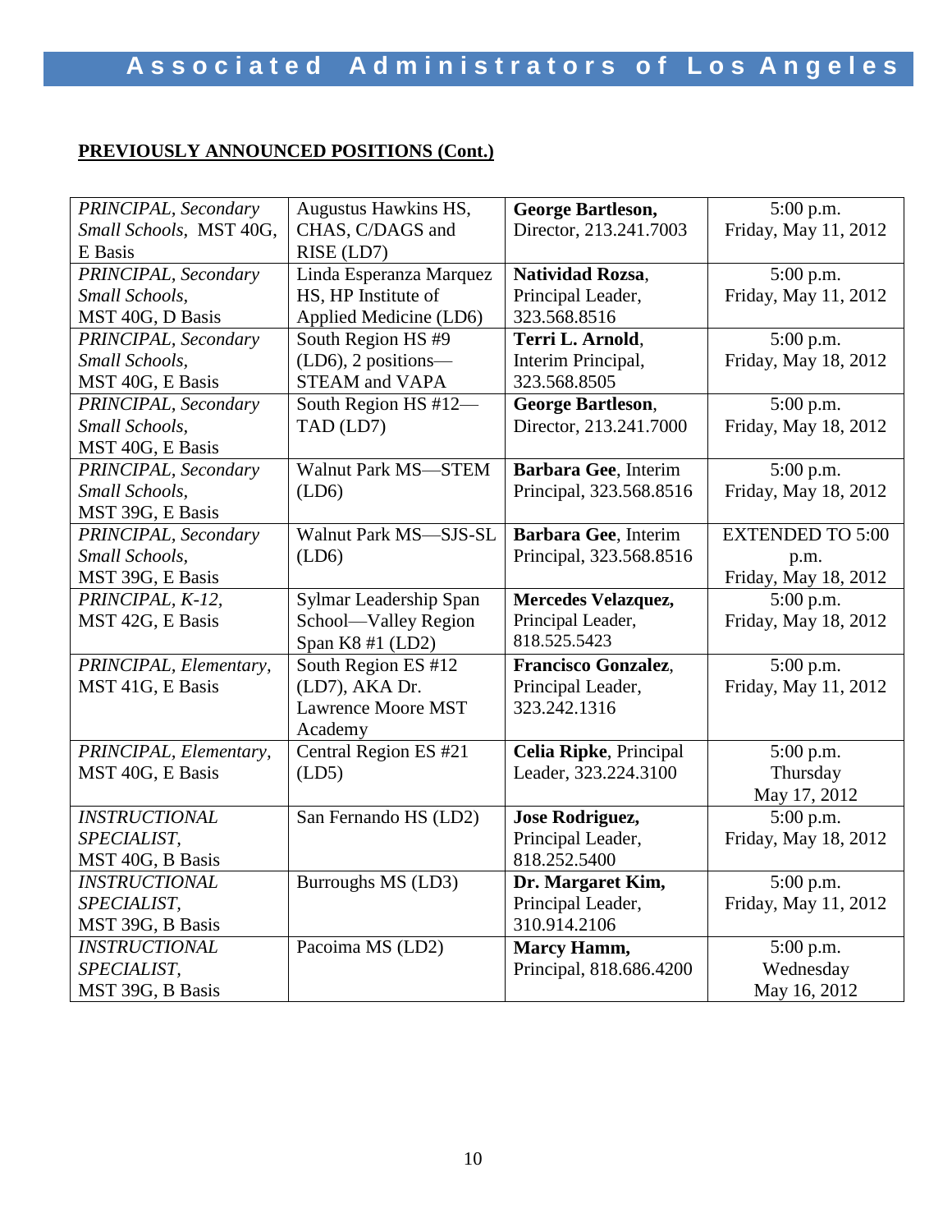# Associated Administrators of Los Angeles

**PREVIOUSLY ANNOUNCED POSITIONS (Cont.)**

| | | | |
|---|---|---|---|
| *PRINCIPAL, Secondary Small Schools,* MST 40G, E Basis | Augustus Hawkins HS, CHAS, C/DAGS and RISE (LD7) | **George Bartleson,** Director, 213.241.7003 | 5:00 p.m. Friday, May 11, 2012 |
| *PRINCIPAL, Secondary Small Schools,* MST 40G, D Basis | Linda Esperanza Marquez HS, HP Institute of Applied Medicine (LD6) | **Natividad Rozsa**, Principal Leader, 323.568.8516 | 5:00 p.m. Friday, May 11, 2012 |
| *PRINCIPAL, Secondary Small Schools,* MST 40G, E Basis | South Region HS #9 (LD6), 2 positions—STEAM and VAPA | **Terri L. Arnold**, Interim Principal, 323.568.8505 | 5:00 p.m. Friday, May 18, 2012 |
| *PRINCIPAL, Secondary Small Schools,* MST 40G, E Basis | South Region HS #12—TAD (LD7) | **George Bartleson**, Director, 213.241.7000 | 5:00 p.m. Friday, May 18, 2012 |
| *PRINCIPAL, Secondary Small Schools,* MST 39G, E Basis | Walnut Park MS—STEM (LD6) | **Barbara Gee**, Interim Principal, 323.568.8516 | 5:00 p.m. Friday, May 18, 2012 |
| *PRINCIPAL, Secondary Small Schools,* MST 39G, E Basis | Walnut Park MS—SJS-SL (LD6) | **Barbara Gee**, Interim Principal, 323.568.8516 | EXTENDED TO 5:00 p.m. Friday, May 18, 2012 |
| *PRINCIPAL, K-12,* MST 42G, E Basis | Sylmar Leadership Span School—Valley Region Span K8 #1 (LD2) | **Mercedes Velazquez,** Principal Leader, 818.525.5423 | 5:00 p.m. Friday, May 18, 2012 |
| *PRINCIPAL, Elementary,* MST 41G, E Basis | South Region ES #12 (LD7), AKA Dr. Lawrence Moore MST Academy | **Francisco Gonzalez**, Principal Leader, 323.242.1316 | 5:00 p.m. Friday, May 11, 2012 |
| *PRINCIPAL, Elementary,* MST 40G, E Basis | Central Region ES #21 (LD5) | **Celia Ripke**, Principal Leader, 323.224.3100 | 5:00 p.m. Thursday May 17, 2012 |
| *INSTRUCTIONAL SPECIALIST,* MST 40G, B Basis | San Fernando HS (LD2) | **Jose Rodriguez,** Principal Leader, 818.252.5400 | 5:00 p.m. Friday, May 18, 2012 |
| *INSTRUCTIONAL SPECIALIST,* MST 39G, B Basis | Burroughs MS (LD3) | **Dr. Margaret Kim,** Principal Leader, 310.914.2106 | 5:00 p.m. Friday, May 11, 2012 |
| *INSTRUCTIONAL SPECIALIST,* MST 39G, B Basis | Pacoima MS (LD2) | **Marcy Hamm,** Principal, 818.686.4200 | 5:00 p.m. Wednesday May 16, 2012 |